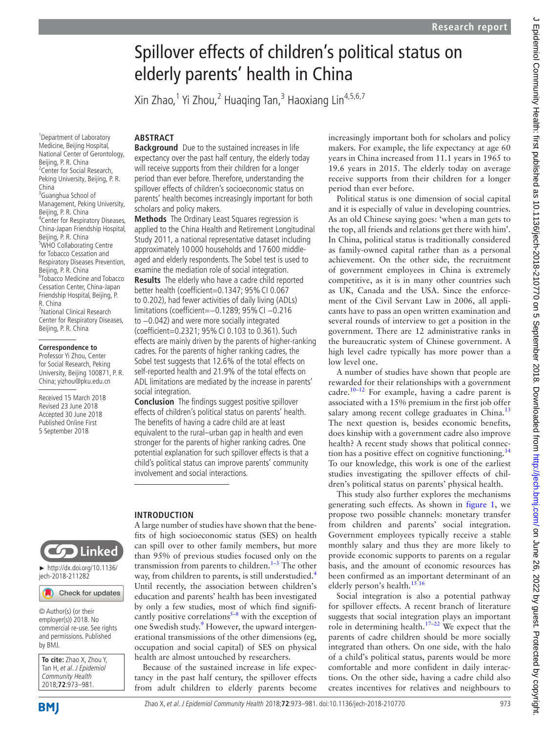# Spillover effects of children's political status on elderly parents' health in China

Xin Zhao,[1] Yi Zhou,[2] Huaqing Tan,[3] Haoxiang Lin[4,5,6,7]

[1]Department of Laboratory Medicine, Beijing Hospital, National Center of Gerontology, Beijing, P. R. China
[2]Center for Social Research, Peking University, Beijing, P. R. China
[3]Guanghua School of Management, Peking University, Beijing, P. R. China
[4]Center for Respiratory Diseases, China-Japan Friendship Hospital, Beijing, P. R. China
[5]WHO Collaborating Centre for Tobacco Cessation and Respiratory Diseases Prevention, Beijing, P. R. China
[6]Tobacco Medicine and Tobacco Cessation Center, China-Japan Friendship Hospital, Beijing, P. R. China
[7]National Clinical Research Center for Respiratory Diseases, Beijing, P. R. China

**Correspondence to**
Professor Yi Zhou, Center for Social Research, Peking University, Beijing 100871, P. R. China; yizhou@pku.edu.cn

Received 15 March 2018
Revised 23 June 2018
Accepted 30 June 2018
Published Online First 5 September 2018

► http://dx.doi.org/10.1136/jech-2018-211282

© Author(s) (or their employer(s)) 2018. No commercial re-use. See rights and permissions. Published by BMJ.

**To cite:** Zhao X, Zhou Y, Tan H, et al. J Epidemiol Community Health 2018;**72**:973–981.

## ABSTRACT

**Background** Due to the sustained increases in life expectancy over the past half century, the elderly today will receive supports from their children for a longer period than ever before. Therefore, understanding the spillover effects of children's socioeconomic status on parents' health becomes increasingly important for both scholars and policy makers.

**Methods** The Ordinary Least Squares regression is applied to the China Health and Retirement Longitudinal Study 2011, a national representative dataset including approximately 10 000 households and 17 600 middle-aged and elderly respondents. The Sobel test is used to examine the mediation role of social integration.

**Results** The elderly who have a cadre child reported better health (coefficient=0.1347; 95% CI 0.067 to 0.202), had fewer activities of daily living (ADLs) limitations (coefficient=−0.1289; 95% CI −0.216 to −0.042) and were more socially integrated (coefficient=0.2321; 95% CI 0.103 to 0.361). Such effects are mainly driven by the parents of higher-ranking cadres. For the parents of higher ranking cadres, the Sobel test suggests that 12.6% of the total effects on self-reported health and 21.9% of the total effects on ADL limitations are mediated by the increase in parents' social integration.

**Conclusion** The findings suggest positive spillover effects of children's political status on parents' health. The benefits of having a cadre child are at least equivalent to the rural–urban gap in health and even stronger for the parents of higher ranking cadres. One potential explanation for such spillover effects is that a child's political status can improve parents' community involvement and social interactions.

## INTRODUCTION

A large number of studies have shown that the benefits of high socioeconomic status (SES) on health can spill over to other family members, but more than 95% of previous studies focused only on the transmission from parents to children.[1–3] The other way, from children to parents, is still understudied.[4] Until recently, the association between children's education and parents' health has been investigated by only a few studies, most of which find significantly positive correlations[5–8] with the exception of one Swedish study.[9] However, the upward intergenerational transmissions of the other dimensions (eg, occupation and social capital) of SES on physical health are almost untouched by researchers.

Because of the sustained increase in life expectancy in the past half century, the spillover effects from adult children to elderly parents become increasingly important both for scholars and policy makers. For example, the life expectancy at age 60 years in China increased from 11.1 years in 1965 to 19.6 years in 2015. The elderly today on average receive supports from their children for a longer period than ever before.

Political status is one dimension of social capital and it is especially of value in developing countries. As an old Chinese saying goes: 'when a man gets to the top, all friends and relations get there with him'. In China, political status is traditionally considered as family-owned capital rather than as a personal achievement. On the other side, the recruitment of government employees in China is extremely competitive, as it is in many other countries such as UK, Canada and the USA. Since the enforcement of the Civil Servant Law in 2006, all applicants have to pass an open written examination and several rounds of interview to get a position in the government. There are 12 administrative ranks in the bureaucratic system of Chinese government. A high level cadre typically has more power than a low level one.

A number of studies have shown that people are rewarded for their relationships with a government cadre.[10–12] For example, having a cadre parent is associated with a 15% premium in the first job offer salary among recent college graduates in China.[13] The next question is, besides economic benefits, does kinship with a government cadre also improve health? A recent study shows that political connection has a positive effect on cognitive functioning.[14] To our knowledge, this work is one of the earliest studies investigating the spillover effects of children's political status on parents' physical health.

This study also further explores the mechanisms generating such effects. As shown in figure 1, we propose two possible channels: monetary transfer from children and parents' social integration. Government employees typically receive a stable monthly salary and thus they are more likely to provide economic supports to parents on a regular basis, and the amount of economic resources has been confirmed as an important determinant of an elderly person's health.[15 16]

Social integration is also a potential pathway for spillover effects. A recent branch of literature suggests that social integration plays an important role in determining health.[17–22] We expect that the parents of cadre children should be more socially integrated than others. On one side, with the halo of a child's political status, parents would be more comfortable and more confident in daily interactions. On the other side, having a cadre child also creates incentives for relatives and neighbours to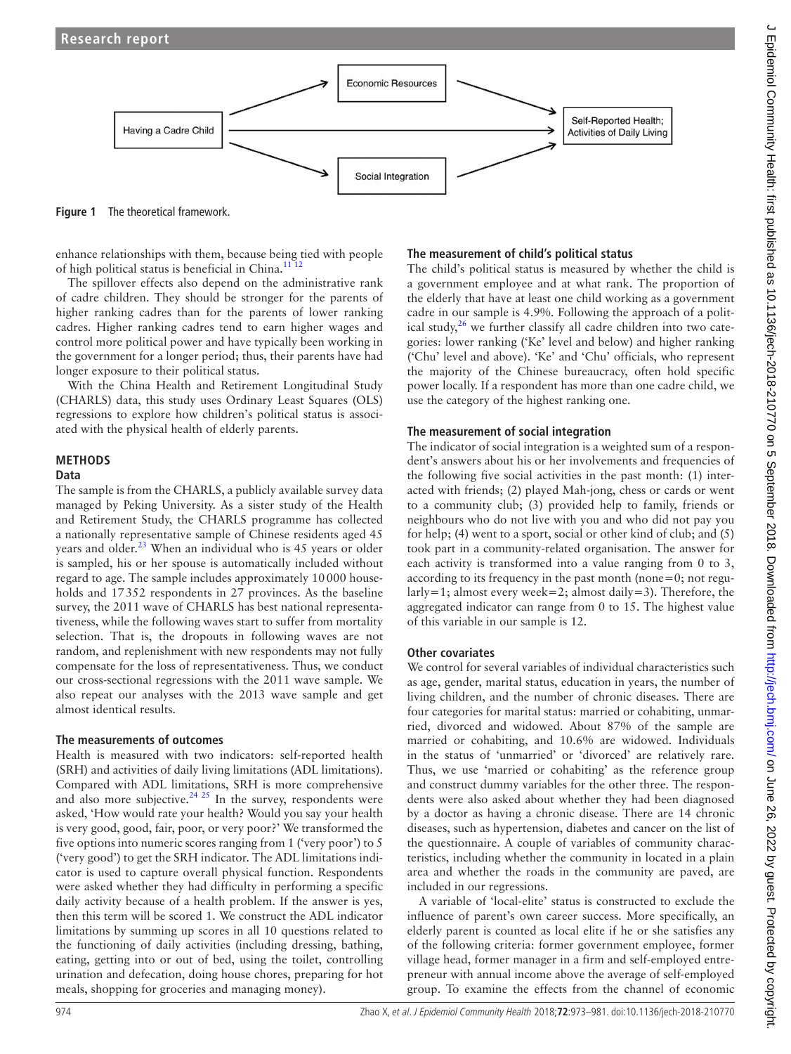Figure 1 The theoretical framework.

enhance relationships with them, because being tied with people of high political status is beneficial in China.[11 12]

The spillover effects also depend on the administrative rank of cadre children. They should be stronger for the parents of higher ranking cadres than for the parents of lower ranking cadres. Higher ranking cadres tend to earn higher wages and control more political power and have typically been working in the government for a longer period; thus, their parents have had longer exposure to their political status.

With the China Health and Retirement Longitudinal Study (CHARLS) data, this study uses Ordinary Least Squares (OLS) regressions to explore how children's political status is associated with the physical health of elderly parents.

## METHODS

### Data

The sample is from the CHARLS, a publicly available survey data managed by Peking University. As a sister study of the Health and Retirement Study, the CHARLS programme has collected a nationally representative sample of Chinese residents aged 45 years and older.[23] When an individual who is 45 years or older is sampled, his or her spouse is automatically included without regard to age. The sample includes approximately 10 000 households and 17 352 respondents in 27 provinces. As the baseline survey, the 2011 wave of CHARLS has best national representativeness, while the following waves start to suffer from mortality selection. That is, the dropouts in following waves are not random, and replenishment with new respondents may not fully compensate for the loss of representativeness. Thus, we conduct our cross-sectional regressions with the 2011 wave sample. We also repeat our analyses with the 2013 wave sample and get almost identical results.

### The measurements of outcomes

Health is measured with two indicators: self-reported health (SRH) and activities of daily living limitations (ADL limitations). Compared with ADL limitations, SRH is more comprehensive and also more subjective.[24 25] In the survey, respondents were asked, 'How would rate your health? Would you say your health is very good, good, fair, poor, or very poor?' We transformed the five options into numeric scores ranging from 1 ('very poor') to 5 ('very good') to get the SRH indicator. The ADL limitations indicator is used to capture overall physical function. Respondents were asked whether they had difficulty in performing a specific daily activity because of a health problem. If the answer is yes, then this term will be scored 1. We construct the ADL indicator limitations by summing up scores in all 10 questions related to the functioning of daily activities (including dressing, bathing, eating, getting into or out of bed, using the toilet, controlling urination and defecation, doing house chores, preparing for hot meals, shopping for groceries and managing money).

### The measurement of child's political status

The child's political status is measured by whether the child is a government employee and at what rank. The proportion of the elderly that have at least one child working as a government cadre in our sample is 4.9%. Following the approach of a political study,[26] we further classify all cadre children into two categories: lower ranking ('Ke' level and below) and higher ranking ('Chu' level and above). 'Ke' and 'Chu' officials, who represent the majority of the Chinese bureaucracy, often hold specific power locally. If a respondent has more than one cadre child, we use the category of the highest ranking one.

### The measurement of social integration

The indicator of social integration is a weighted sum of a respondent's answers about his or her involvements and frequencies of the following five social activities in the past month: (1) interacted with friends; (2) played Mah-jong, chess or cards or went to a community club; (3) provided help to family, friends or neighbours who do not live with you and who did not pay you for help; (4) went to a sport, social or other kind of club; and (5) took part in a community-related organisation. The answer for each activity is transformed into a value ranging from 0 to 3, according to its frequency in the past month (none=0; not regularly=1; almost every week=2; almost daily=3). Therefore, the aggregated indicator can range from 0 to 15. The highest value of this variable in our sample is 12.

### Other covariates

We control for several variables of individual characteristics such as age, gender, marital status, education in years, the number of living children, and the number of chronic diseases. There are four categories for marital status: married or cohabiting, unmarried, divorced and widowed. About 87% of the sample are married or cohabiting, and 10.6% are widowed. Individuals in the status of 'unmarried' or 'divorced' are relatively rare. Thus, we use 'married or cohabiting' as the reference group and construct dummy variables for the other three. The respondents were also asked about whether they had been diagnosed by a doctor as having a chronic disease. There are 14 chronic diseases, such as hypertension, diabetes and cancer on the list of the questionnaire. A couple of variables of community characteristics, including whether the community in located in a plain area and whether the roads in the community are paved, are included in our regressions.

A variable of 'local-elite' status is constructed to exclude the influence of parent's own career success. More specifically, an elderly parent is counted as local elite if he or she satisfies any of the following criteria: former government employee, former village head, former manager in a firm and self-employed entrepreneur with annual income above the average of self-employed group. To examine the effects from the channel of economic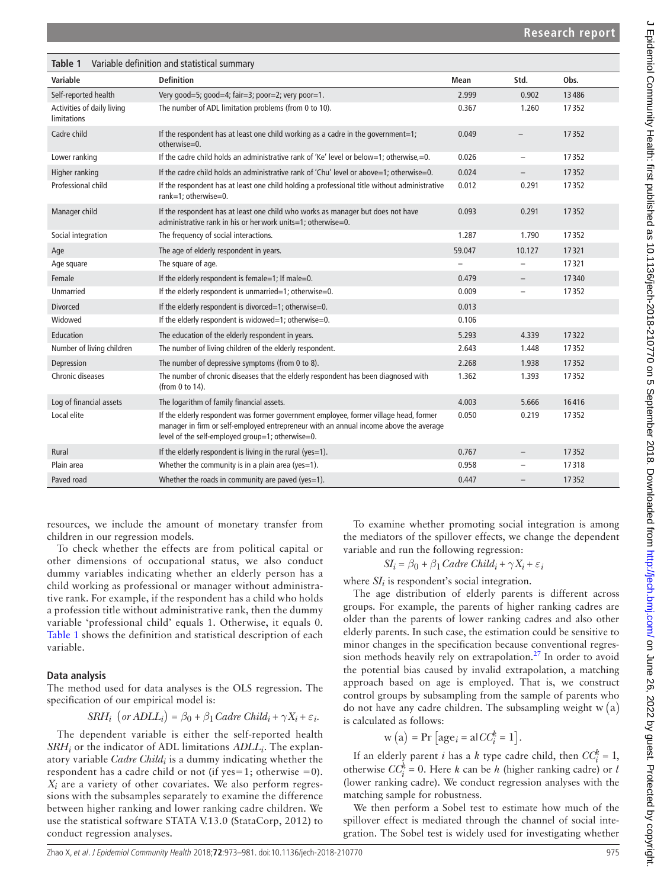**Table 1** Variable definition and statistical summary

| Variable | Definition | Mean | Std. | Obs. |
|---|---|---|---|---|
| Self-reported health | Very good=5; good=4; fair=3; poor=2; very poor=1. | 2.999 | 0.902 | 13486 |
| Activities of daily living limitations | The number of ADL limitation problems (from 0 to 10). | 0.367 | 1.260 | 17352 |
| Cadre child | If the respondent has at least one child working as a cadre in the government=1; otherwise=0. | 0.049 | – | 17352 |
| Lower ranking | If the cadre child holds an administrative rank of 'Ke' level or below=1; otherwise,=0. | 0.026 | – | 17352 |
| Higher ranking | If the cadre child holds an administrative rank of 'Chu' level or above=1; otherwise=0. | 0.024 | – | 17352 |
| Professional child | If the respondent has at least one child holding a professional title without administrative rank=1; otherwise=0. | 0.012 | 0.291 | 17352 |
| Manager child | If the respondent has at least one child who works as manager but does not have administrative rank in his or her work units=1; otherwise=0. | 0.093 | 0.291 | 17352 |
| Social integration | The frequency of social interactions. | 1.287 | 1.790 | 17352 |
| Age | The age of elderly respondent in years. | 59.047 | 10.127 | 17321 |
| Age square | The square of age. | – | – | 17321 |
| Female | If the elderly respondent is female=1; If male=0. | 0.479 | – | 17340 |
| Unmarried | If the elderly respondent is unmarried=1; otherwise=0. | 0.009 | – | 17352 |
| Divorced | If the elderly respondent is divorced=1; otherwise=0. | 0.013 | | |
| Widowed | If the elderly respondent is widowed=1; otherwise=0. | 0.106 | | |
| Education | The education of the elderly respondent in years. | 5.293 | 4.339 | 17322 |
| Number of living children | The number of living children of the elderly respondent. | 2.643 | 1.448 | 17352 |
| Depression | The number of depressive symptoms (from 0 to 8). | 2.268 | 1.938 | 17352 |
| Chronic diseases | The number of chronic diseases that the elderly respondent has been diagnosed with (from 0 to 14). | 1.362 | 1.393 | 17352 |
| Log of financial assets | The logarithm of family financial assets. | 4.003 | 5.666 | 16416 |
| Local elite | If the elderly respondent was former government employee, former village head, former manager in firm or self-employed entrepreneur with an annual income above the average level of the self-employed group=1; otherwise=0. | 0.050 | 0.219 | 17352 |
| Rural | If the elderly respondent is living in the rural (yes=1). | 0.767 | – | 17352 |
| Plain area | Whether the community is in a plain area (yes=1). | 0.958 | – | 17318 |
| Paved road | Whether the roads in community are paved (yes=1). | 0.447 | – | 17352 |

resources, we include the amount of monetary transfer from children in our regression models.

To check whether the effects are from political capital or other dimensions of occupational status, we also conduct dummy variables indicating whether an elderly person has a child working as professional or manager without administrative rank. For example, if the respondent has a child who holds a profession title without administrative rank, then the dummy variable 'professional child' equals 1. Otherwise, it equals 0. Table 1 shows the definition and statistical description of each variable.

### Data analysis

The method used for data analyses is the OLS regression. The specification of our empirical model is:

$$SRH_i \ (or\ ADLL_i) = \beta_0 + \beta_1\, Cadre\ Child_i + \gamma X_i + \varepsilon_i.$$

The dependent variable is either the self-reported health $SRH_i$ or the indicator of ADL limitations $ADLL_i$. The explanatory variable $Cadre\ Child_i$ is a dummy indicating whether the respondent has a cadre child or not (if yes=1; otherwise =0). $X_i$ are a variety of other covariates. We also perform regressions with the subsamples separately to examine the difference between higher ranking and lower ranking cadre children. We use the statistical software STATA V.13.0 (StataCorp, 2012) to conduct regression analyses.

To examine whether promoting social integration is among the mediators of the spillover effects, we change the dependent variable and run the following regression:

$$SI_i = \beta_0 + \beta_1\, Cadre\ Child_i + \gamma X_i + \varepsilon_i$$

where $SI_i$ is respondent's social integration.

The age distribution of elderly parents is different across groups. For example, the parents of higher ranking cadres are older than the parents of lower ranking cadres and also other elderly parents. In such case, the estimation could be sensitive to minor changes in the specification because conventional regression methods heavily rely on extrapolation.[27] In order to avoid the potential bias caused by invalid extrapolation, a matching approach based on age is employed. That is, we construct control groups by subsampling from the sample of parents who do not have any cadre children. The subsampling weight $w(a)$ is calculated as follows:

$$w(a) = \Pr\left[\text{age}_i = a \mid CC_i^k = 1\right].$$

If an elderly parent $i$ has a $k$ type cadre child, then $CC_i^k = 1$, otherwise $CC_i^k = 0$. Here $k$ can be $h$ (higher ranking cadre) or $l$ (lower ranking cadre). We conduct regression analyses with the matching sample for robustness.

We then perform a Sobel test to estimate how much of the spillover effect is mediated through the channel of social integration. The Sobel test is widely used for investigating whether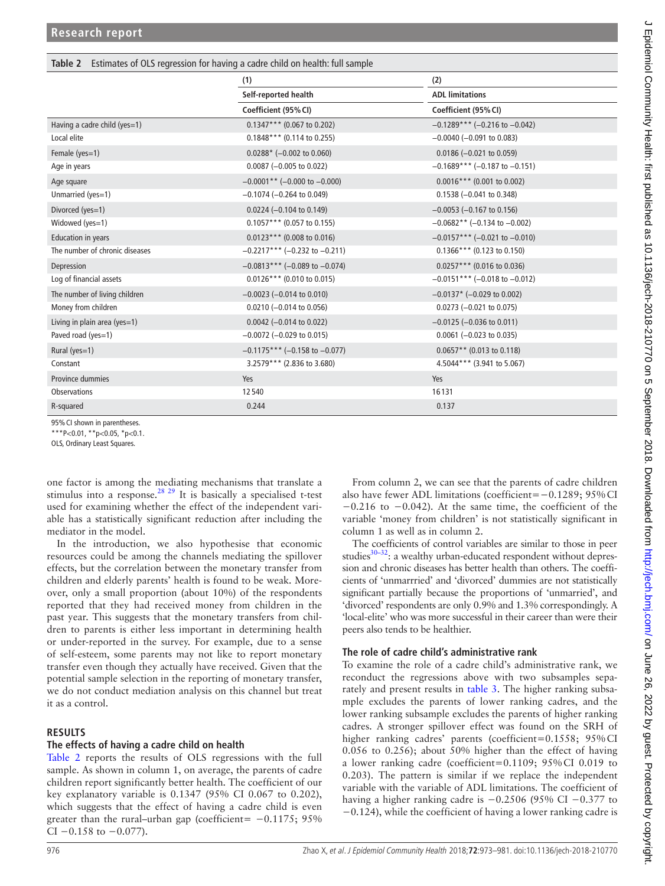**Table 2** Estimates of OLS regression for having a cadre child on health: full sample

| | (1) | (2) |
|---|---|---|
| | Self-reported health | ADL limitations |
| | Coefficient (95% CI) | Coefficient (95% CI) |
| Having a cadre child (yes=1) | 0.1347*** (0.067 to 0.202) | −0.1289*** (−0.216 to −0.042) |
| Local elite | 0.1848*** (0.114 to 0.255) | −0.0040 (−0.091 to 0.083) |
| Female (yes=1) | 0.0288* (−0.002 to 0.060) | 0.0186 (−0.021 to 0.059) |
| Age in years | 0.0087 (−0.005 to 0.022) | −0.1689*** (−0.187 to −0.151) |
| Age square | −0.0001** (−0.000 to −0.000) | 0.0016*** (0.001 to 0.002) |
| Unmarried (yes=1) | −0.1074 (−0.264 to 0.049) | 0.1538 (−0.041 to 0.348) |
| Divorced (yes=1) | 0.0224 (−0.104 to 0.149) | −0.0053 (−0.167 to 0.156) |
| Widowed (yes=1) | 0.1057*** (0.057 to 0.155) | −0.0682** (−0.134 to −0.002) |
| Education in years | 0.0123*** (0.008 to 0.016) | −0.0157*** (−0.021 to −0.010) |
| The number of chronic diseases | −0.2217*** (−0.232 to −0.211) | 0.1366*** (0.123 to 0.150) |
| Depression | −0.0813*** (−0.089 to −0.074) | 0.0257*** (0.016 to 0.036) |
| Log of financial assets | 0.0126*** (0.010 to 0.015) | −0.0151*** (−0.018 to −0.012) |
| The number of living children | −0.0023 (−0.014 to 0.010) | −0.0137* (−0.029 to 0.002) |
| Money from children | 0.0210 (−0.014 to 0.056) | 0.0273 (−0.021 to 0.075) |
| Living in plain area (yes=1) | 0.0042 (−0.014 to 0.022) | −0.0125 (−0.036 to 0.011) |
| Paved road (yes=1) | −0.0072 (−0.029 to 0.015) | 0.0061 (−0.023 to 0.035) |
| Rural (yes=1) | −0.1175*** (−0.158 to −0.077) | 0.0657** (0.013 to 0.118) |
| Constant | 3.2579*** (2.836 to 3.680) | 4.5044*** (3.941 to 5.067) |
| Province dummies | Yes | Yes |
| Observations | 12540 | 16131 |
| R-squared | 0.244 | 0.137 |

95% CI shown in parentheses.
***P<0.01, **p<0.05, *p<0.1.
OLS, Ordinary Least Squares.

one factor is among the mediating mechanisms that translate a stimulus into a response.[28 29] It is basically a specialised t-test used for examining whether the effect of the independent variable has a statistically significant reduction after including the mediator in the model.

In the introduction, we also hypothesise that economic resources could be among the channels mediating the spillover effects, but the correlation between the monetary transfer from children and elderly parents' health is found to be weak. Moreover, only a small proportion (about 10%) of the respondents reported that they had received money from children in the past year. This suggests that the monetary transfers from children to parents is either less important in determining health or under-reported in the survey. For example, due to a sense of self-esteem, some parents may not like to report monetary transfer even though they actually have received. Given that the potential sample selection in the reporting of monetary transfer, we do not conduct mediation analysis on this channel but treat it as a control.

## RESULTS

### The effects of having a cadre child on health

Table 2 reports the results of OLS regressions with the full sample. As shown in column 1, on average, the parents of cadre children report significantly better health. The coefficient of our key explanatory variable is 0.1347 (95% CI 0.067 to 0.202), which suggests that the effect of having a cadre child is even greater than the rural–urban gap (coefficient= −0.1175; 95% CI −0.158 to −0.077).

From column 2, we can see that the parents of cadre children also have fewer ADL limitations (coefficient=−0.1289; 95% CI −0.216 to −0.042). At the same time, the coefficient of the variable 'money from children' is not statistically significant in column 1 as well as in column 2.

The coefficients of control variables are similar to those in peer studies[30–32]: a wealthy urban-educated respondent without depression and chronic diseases has better health than others. The coefficients of 'unmarrried' and 'divorced' dummies are not statistically significant partially because the proportions of 'unmarried', and 'divorced' respondents are only 0.9% and 1.3% correspondingly. A 'local-elite' who was more successful in their career than were their peers also tends to be healthier.

### The role of cadre child's administrative rank

To examine the role of a cadre child's administrative rank, we reconduct the regressions above with two subsamples separately and present results in table 3. The higher ranking subsample excludes the parents of lower ranking cadres, and the lower ranking subsample excludes the parents of higher ranking cadres. A stronger spillover effect was found on the SRH of higher ranking cadres' parents (coefficient=0.1558; 95% CI 0.056 to 0.256); about 50% higher than the effect of having a lower ranking cadre (coefficient=0.1109; 95% CI 0.019 to 0.203). The pattern is similar if we replace the independent variable with the variable of ADL limitations. The coefficient of having a higher ranking cadre is −0.2506 (95% CI −0.377 to −0.124), while the coefficient of having a lower ranking cadre is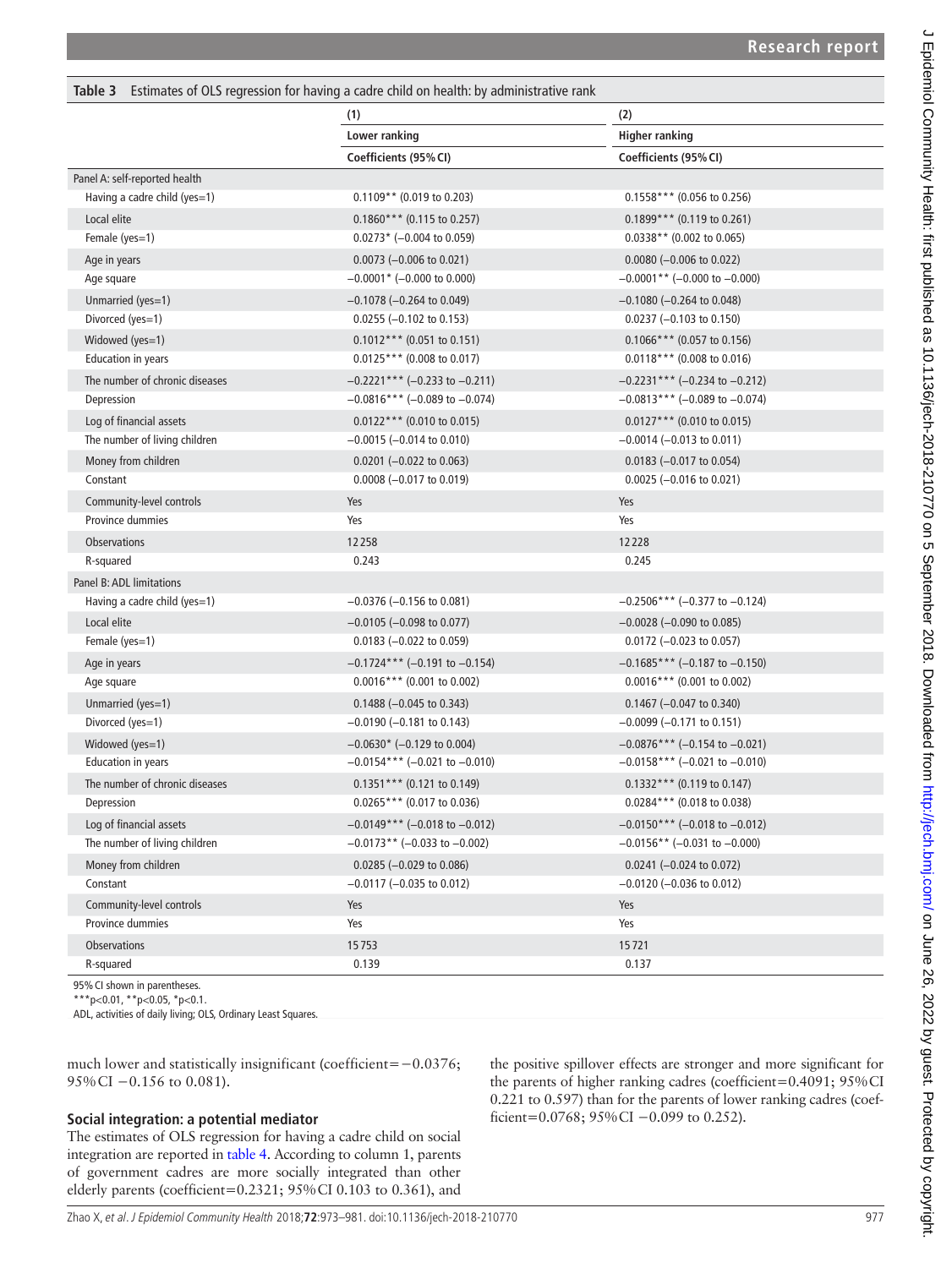**Table 3** Estimates of OLS regression for having a cadre child on health: by administrative rank

| | (1) | (2) |
|---|---|---|
| | Lower ranking | Higher ranking |
| | Coefficients (95% CI) | Coefficients (95% CI) |
| Panel A: self-reported health | | |
| Having a cadre child (yes=1) | 0.1109** (0.019 to 0.203) | 0.1558*** (0.056 to 0.256) |
| Local elite | 0.1860*** (0.115 to 0.257) | 0.1899*** (0.119 to 0.261) |
| Female (yes=1) | 0.0273* (−0.004 to 0.059) | 0.0338** (0.002 to 0.065) |
| Age in years | 0.0073 (−0.006 to 0.021) | 0.0080 (−0.006 to 0.022) |
| Age square | −0.0001* (−0.000 to 0.000) | −0.0001** (−0.000 to −0.000) |
| Unmarried (yes=1) | −0.1078 (−0.264 to 0.049) | −0.1080 (−0.264 to 0.048) |
| Divorced (yes=1) | 0.0255 (−0.102 to 0.153) | 0.0237 (−0.103 to 0.150) |
| Widowed (yes=1) | 0.1012*** (0.051 to 0.151) | 0.1066*** (0.057 to 0.156) |
| Education in years | 0.0125*** (0.008 to 0.017) | 0.0118*** (0.008 to 0.016) |
| The number of chronic diseases | −0.2221*** (−0.233 to −0.211) | −0.2231*** (−0.234 to −0.212) |
| Depression | −0.0816*** (−0.089 to −0.074) | −0.0813*** (−0.089 to −0.074) |
| Log of financial assets | 0.0122*** (0.010 to 0.015) | 0.0127*** (0.010 to 0.015) |
| The number of living children | −0.0015 (−0.014 to 0.010) | −0.0014 (−0.013 to 0.011) |
| Money from children | 0.0201 (−0.022 to 0.063) | 0.0183 (−0.017 to 0.054) |
| Constant | 0.0008 (−0.017 to 0.019) | 0.0025 (−0.016 to 0.021) |
| Community-level controls | Yes | Yes |
| Province dummies | Yes | Yes |
| Observations | 12258 | 12228 |
| R-squared | 0.243 | 0.245 |
| Panel B: ADL limitations | | |
| Having a cadre child (yes=1) | −0.0376 (−0.156 to 0.081) | −0.2506*** (−0.377 to −0.124) |
| Local elite | −0.0105 (−0.098 to 0.077) | −0.0028 (−0.090 to 0.085) |
| Female (yes=1) | 0.0183 (−0.022 to 0.059) | 0.0172 (−0.023 to 0.057) |
| Age in years | −0.1724*** (−0.191 to −0.154) | −0.1685*** (−0.187 to −0.150) |
| Age square | 0.0016*** (0.001 to 0.002) | 0.0016*** (0.001 to 0.002) |
| Unmarried (yes=1) | 0.1488 (−0.045 to 0.343) | 0.1467 (−0.047 to 0.340) |
| Divorced (yes=1) | −0.0190 (−0.181 to 0.143) | −0.0099 (−0.171 to 0.151) |
| Widowed (yes=1) | −0.0630* (−0.129 to 0.004) | −0.0876*** (−0.154 to −0.021) |
| Education in years | −0.0154*** (−0.021 to −0.010) | −0.0158*** (−0.021 to −0.010) |
| The number of chronic diseases | 0.1351*** (0.121 to 0.149) | 0.1332*** (0.119 to 0.147) |
| Depression | 0.0265*** (0.017 to 0.036) | 0.0284*** (0.018 to 0.038) |
| Log of financial assets | −0.0149*** (−0.018 to −0.012) | −0.0150*** (−0.018 to −0.012) |
| The number of living children | −0.0173** (−0.033 to −0.002) | −0.0156** (−0.031 to −0.000) |
| Money from children | 0.0285 (−0.029 to 0.086) | 0.0241 (−0.024 to 0.072) |
| Constant | −0.0117 (−0.035 to 0.012) | −0.0120 (−0.036 to 0.012) |
| Community-level controls | Yes | Yes |
| Province dummies | Yes | Yes |
| Observations | 15753 | 15721 |
| R-squared | 0.139 | 0.137 |

95% CI shown in parentheses.
***p<0.01, **p<0.05, *p<0.1.
ADL, activities of daily living; OLS, Ordinary Least Squares.

much lower and statistically insignificant (coefficient=−0.0376; 95% CI −0.156 to 0.081).

### Social integration: a potential mediator

The estimates of OLS regression for having a cadre child on social integration are reported in table 4. According to column 1, parents of government cadres are more socially integrated than other elderly parents (coefficient=0.2321; 95% CI 0.103 to 0.361), and the positive spillover effects are stronger and more significant for the parents of higher ranking cadres (coefficient=0.4091; 95% CI 0.221 to 0.597) than for the parents of lower ranking cadres (coefficient=0.0768; 95% CI −0.099 to 0.252).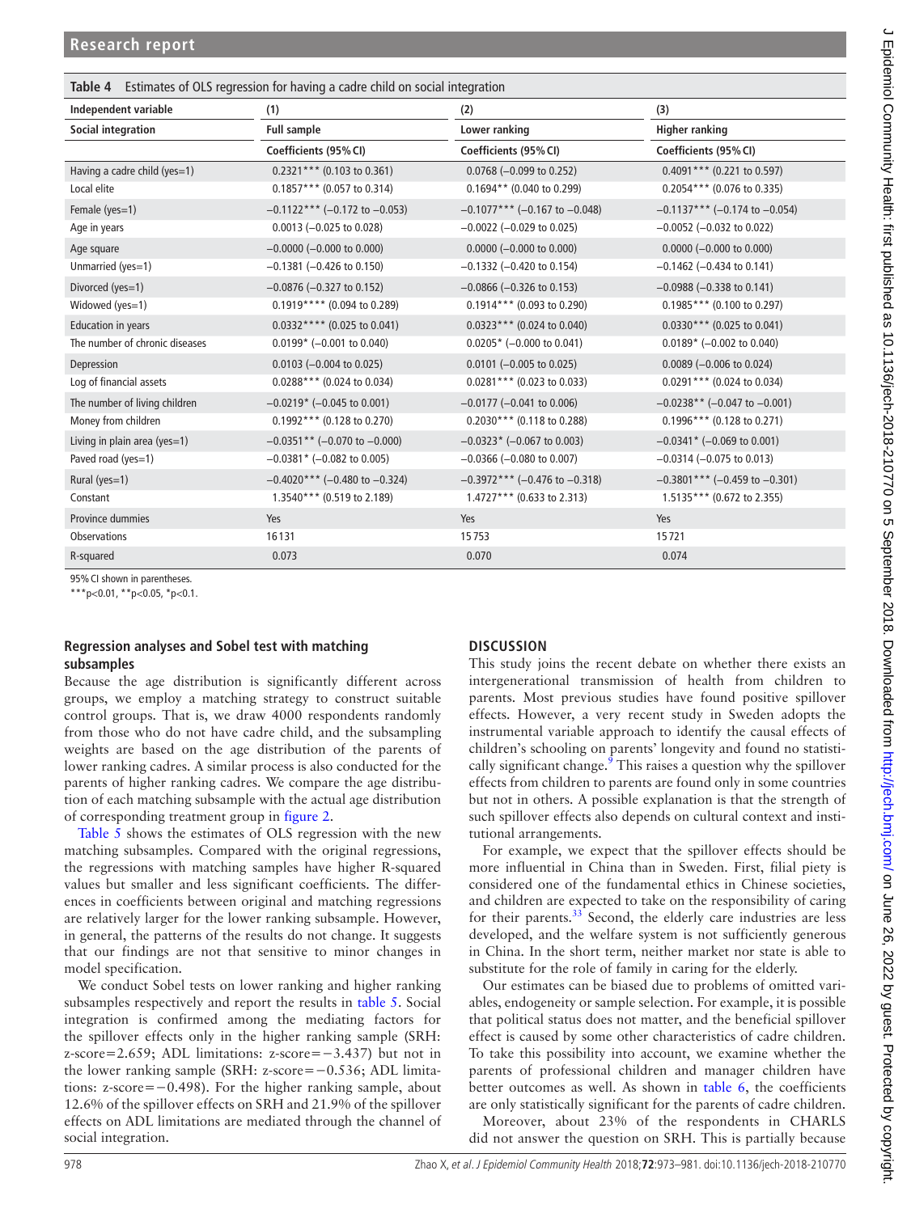**Table 4** Estimates of OLS regression for having a cadre child on social integration

| Independent variable | (1) | (2) | (3) |
|---|---|---|---|
| Social integration | Full sample | Lower ranking | Higher ranking |
| | Coefficients (95% CI) | Coefficients (95% CI) | Coefficients (95% CI) |
| Having a cadre child (yes=1) | 0.2321*** (0.103 to 0.361) | 0.0768 (−0.099 to 0.252) | 0.4091*** (0.221 to 0.597) |
| Local elite | 0.1857*** (0.057 to 0.314) | 0.1694** (0.040 to 0.299) | 0.2054*** (0.076 to 0.335) |
| Female (yes=1) | −0.1122*** (−0.172 to −0.053) | −0.1077*** (−0.167 to −0.048) | −0.1137*** (−0.174 to −0.054) |
| Age in years | 0.0013 (−0.025 to 0.028) | −0.0022 (−0.029 to 0.025) | −0.0052 (−0.032 to 0.022) |
| Age square | −0.0000 (−0.000 to 0.000) | 0.0000 (−0.000 to 0.000) | 0.0000 (−0.000 to 0.000) |
| Unmarried (yes=1) | −0.1381 (−0.426 to 0.150) | −0.1332 (−0.420 to 0.154) | −0.1462 (−0.434 to 0.141) |
| Divorced (yes=1) | −0.0876 (−0.327 to 0.152) | −0.0866 (−0.326 to 0.153) | −0.0988 (−0.338 to 0.141) |
| Widowed (yes=1) | 0.1919**** (0.094 to 0.289) | 0.1914*** (0.093 to 0.290) | 0.1985*** (0.100 to 0.297) |
| Education in years | 0.0332**** (0.025 to 0.041) | 0.0323*** (0.024 to 0.040) | 0.0330*** (0.025 to 0.041) |
| The number of chronic diseases | 0.0199* (−0.001 to 0.040) | 0.0205* (−0.000 to 0.041) | 0.0189* (−0.002 to 0.040) |
| Depression | 0.0103 (−0.004 to 0.025) | 0.0101 (−0.005 to 0.025) | 0.0089 (−0.006 to 0.024) |
| Log of financial assets | 0.0288*** (0.024 to 0.034) | 0.0281*** (0.023 to 0.033) | 0.0291*** (0.024 to 0.034) |
| The number of living children | −0.0219* (−0.045 to 0.001) | −0.0177 (−0.041 to 0.006) | −0.0238** (−0.047 to −0.001) |
| Money from children | 0.1992*** (0.128 to 0.270) | 0.2030*** (0.118 to 0.288) | 0.1996*** (0.128 to 0.271) |
| Living in plain area (yes=1) | −0.0351** (−0.070 to −0.000) | −0.0323* (−0.067 to 0.003) | −0.0341* (−0.069 to 0.001) |
| Paved road (yes=1) | −0.0381* (−0.082 to 0.005) | −0.0366 (−0.080 to 0.007) | −0.0314 (−0.075 to 0.013) |
| Rural (yes=1) | −0.4020*** (−0.480 to −0.324) | −0.3972*** (−0.476 to −0.318) | −0.3801*** (−0.459 to −0.301) |
| Constant | 1.3540*** (0.519 to 2.189) | 1.4727*** (0.633 to 2.313) | 1.5135*** (0.672 to 2.355) |
| Province dummies | Yes | Yes | Yes |
| Observations | 16131 | 15753 | 15721 |
| R-squared | 0.073 | 0.070 | 0.074 |

95% CI shown in parentheses.

***p<0.01, **p<0.05, *p<0.1.

### Regression analyses and Sobel test with matching subsamples

Because the age distribution is significantly different across groups, we employ a matching strategy to construct suitable control groups. That is, we draw 4000 respondents randomly from those who do not have cadre child, and the subsampling weights are based on the age distribution of the parents of lower ranking cadres. A similar process is also conducted for the parents of higher ranking cadres. We compare the age distribution of each matching subsample with the actual age distribution of corresponding treatment group in figure 2.

Table 5 shows the estimates of OLS regression with the new matching subsamples. Compared with the original regressions, the regressions with matching samples have higher R-squared values but smaller and less significant coefficients. The differences in coefficients between original and matching regressions are relatively larger for the lower ranking subsample. However, in general, the patterns of the results do not change. It suggests that our findings are not that sensitive to minor changes in model specification.

We conduct Sobel tests on lower ranking and higher ranking subsamples respectively and report the results in table 5. Social integration is confirmed among the mediating factors for the spillover effects only in the higher ranking sample (SRH: z-score=2.659; ADL limitations: z-score=−3.437) but not in the lower ranking sample (SRH: z-score=−0.536; ADL limitations: z-score=−0.498). For the higher ranking sample, about 12.6% of the spillover effects on SRH and 21.9% of the spillover effects on ADL limitations are mediated through the channel of social integration.

## DISCUSSION

This study joins the recent debate on whether there exists an intergenerational transmission of health from children to parents. Most previous studies have found positive spillover effects. However, a very recent study in Sweden adopts the instrumental variable approach to identify the causal effects of children's schooling on parents' longevity and found no statistically significant change.[9] This raises a question why the spillover effects from children to parents are found only in some countries but not in others. A possible explanation is that the strength of such spillover effects also depends on cultural context and institutional arrangements.

For example, we expect that the spillover effects should be more influential in China than in Sweden. First, filial piety is considered one of the fundamental ethics in Chinese societies, and children are expected to take on the responsibility of caring for their parents.[33] Second, the elderly care industries are less developed, and the welfare system is not sufficiently generous in China. In the short term, neither market nor state is able to substitute for the role of family in caring for the elderly.

Our estimates can be biased due to problems of omitted variables, endogeneity or sample selection. For example, it is possible that political status does not matter, and the beneficial spillover effect is caused by some other characteristics of cadre children. To take this possibility into account, we examine whether the parents of professional children and manager children have better outcomes as well. As shown in table 6, the coefficients are only statistically significant for the parents of cadre children.

Moreover, about 23% of the respondents in CHARLS did not answer the question on SRH. This is partially because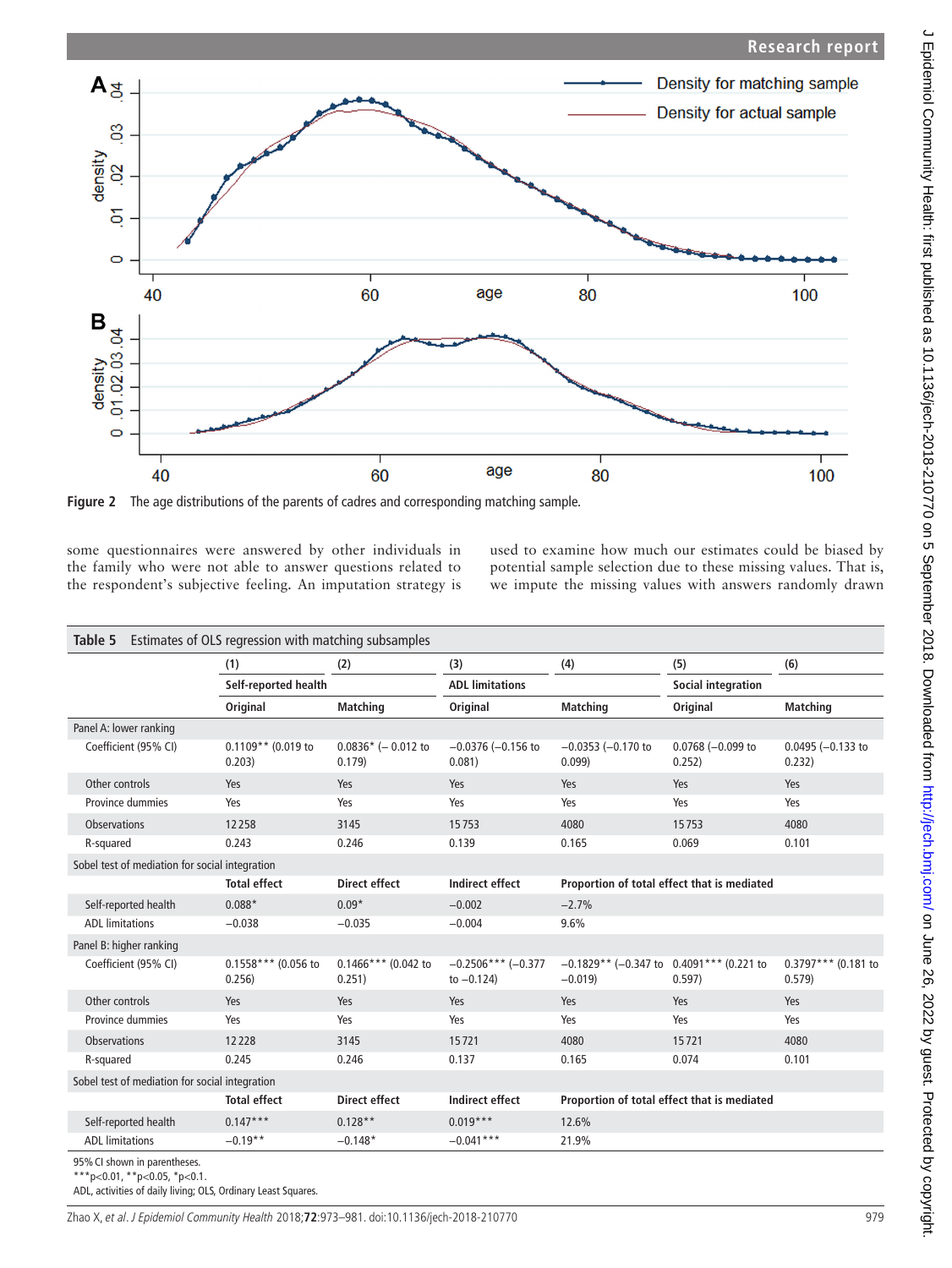Figure 2 The age distributions of the parents of cadres and corresponding matching sample.

some questionnaires were answered by other individuals in the family who were not able to answer questions related to the respondent's subjective feeling. An imputation strategy is used to examine how much our estimates could be biased by potential sample selection due to these missing values. That is, we impute the missing values with answers randomly drawn

**Table 5** Estimates of OLS regression with matching subsamples

| | (1) | (2) | (3) | (4) | (5) | (6) |
|---|---|---|---|---|---|---|
| | Self-reported health | | ADL limitations | | Social integration | |
| | Original | Matching | Original | Matching | Original | Matching |
| **Panel A: lower ranking** | | | | | | |
| Coefficient (95% CI) | 0.1109** (0.019 to 0.203) | 0.0836* (− 0.012 to 0.179) | −0.0376 (−0.156 to 0.081) | −0.0353 (−0.170 to 0.099) | 0.0768 (−0.099 to 0.252) | 0.0495 (−0.133 to 0.232) |
| Other controls | Yes | Yes | Yes | Yes | Yes | Yes |
| Province dummies | Yes | Yes | Yes | Yes | Yes | Yes |
| Observations | 12 258 | 3145 | 15 753 | 4080 | 15 753 | 4080 |
| R-squared | 0.243 | 0.246 | 0.139 | 0.165 | 0.069 | 0.101 |
| **Sobel test of mediation for social integration** | | | | | | |
| | Total effect | Direct effect | Indirect effect | Proportion of total effect that is mediated | | |
| Self-reported health | 0.088* | 0.09* | −0.002 | −2.7% | | |
| ADL limitations | −0.038 | −0.035 | −0.004 | 9.6% | | |
| **Panel B: higher ranking** | | | | | | |
| Coefficient (95% CI) | 0.1558*** (0.056 to 0.256) | 0.1466*** (0.042 to 0.251) | −0.2506*** (−0.377 to −0.124) | −0.1829** (−0.347 to −0.019) | 0.4091*** (0.221 to 0.597) | 0.3797*** (0.181 to 0.579) |
| Other controls | Yes | Yes | Yes | Yes | Yes | Yes |
| Province dummies | Yes | Yes | Yes | Yes | Yes | Yes |
| Observations | 12 228 | 3145 | 15 721 | 4080 | 15 721 | 4080 |
| R-squared | 0.245 | 0.246 | 0.137 | 0.165 | 0.074 | 0.101 |
| **Sobel test of mediation for social integration** | | | | | | |
| | Total effect | Direct effect | Indirect effect | Proportion of total effect that is mediated | | |
| Self-reported health | 0.147*** | 0.128** | 0.019*** | 12.6% | | |
| ADL limitations | −0.19** | −0.148* | −0.041*** | 21.9% | | |

95% CI shown in parentheses.
***p<0.01, **p<0.05, *p<0.1.
ADL, activities of daily living; OLS, Ordinary Least Squares.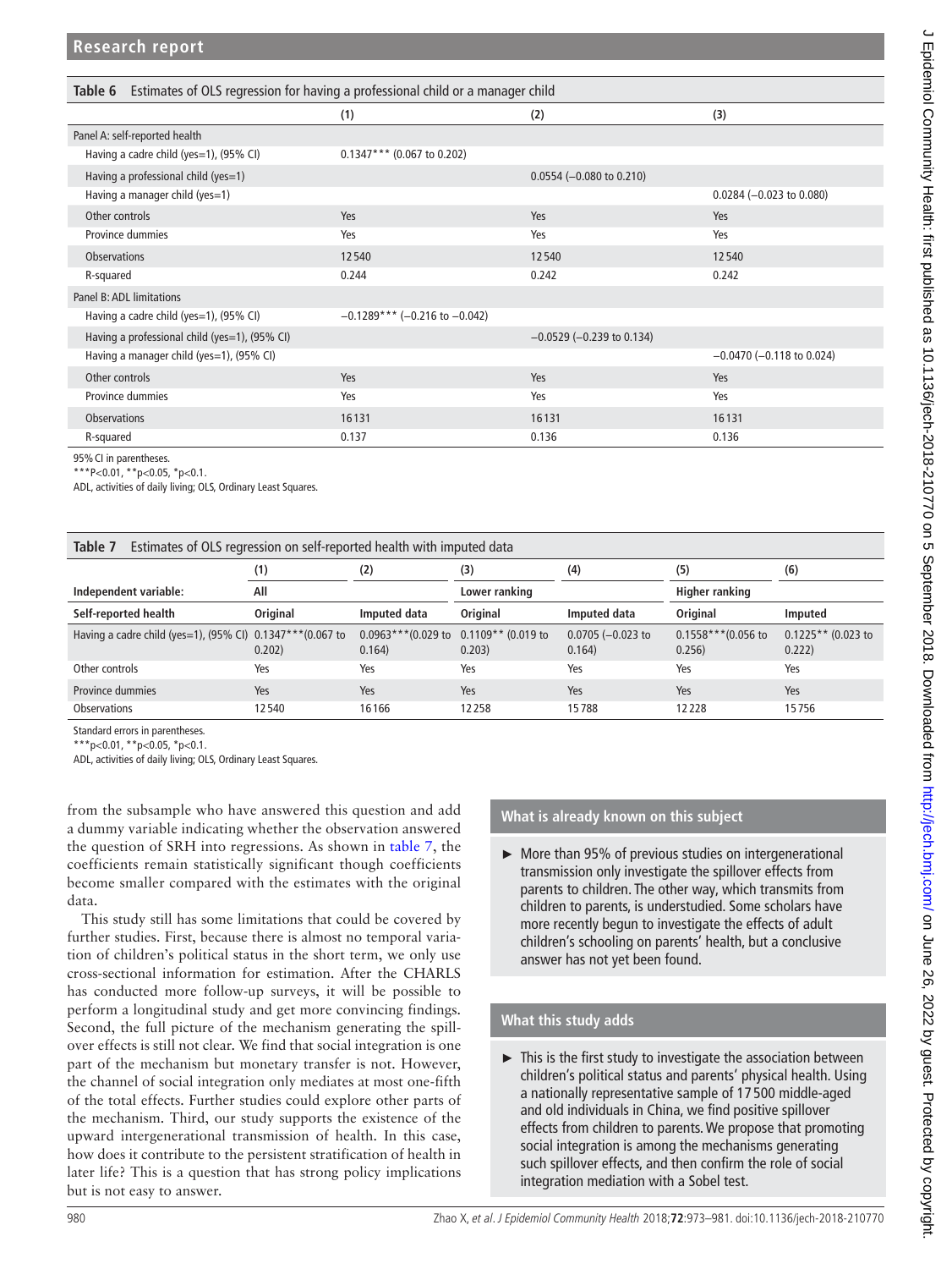**Table 6** Estimates of OLS regression for having a professional child or a manager child

| | (1) | (2) | (3) |
|---|---|---|---|
| Panel A: self-reported health | | | |
| Having a cadre child (yes=1), (95% CI) | 0.1347*** (0.067 to 0.202) | | |
| Having a professional child (yes=1) | | 0.0554 (−0.080 to 0.210) | |
| Having a manager child (yes=1) | | | 0.0284 (−0.023 to 0.080) |
| Other controls | Yes | Yes | Yes |
| Province dummies | Yes | Yes | Yes |
| Observations | 12540 | 12540 | 12540 |
| R-squared | 0.244 | 0.242 | 0.242 |
| Panel B: ADL limitations | | | |
| Having a cadre child (yes=1), (95% CI) | −0.1289*** (−0.216 to −0.042) | | |
| Having a professional child (yes=1), (95% CI) | | −0.0529 (−0.239 to 0.134) | |
| Having a manager child (yes=1), (95% CI) | | | −0.0470 (−0.118 to 0.024) |
| Other controls | Yes | Yes | Yes |
| Province dummies | Yes | Yes | Yes |
| Observations | 16131 | 16131 | 16131 |
| R-squared | 0.137 | 0.136 | 0.136 |

95% CI in parentheses.
***P<0.01, **p<0.05, *p<0.1.
ADL, activities of daily living; OLS, Ordinary Least Squares.

**Table 7** Estimates of OLS regression on self-reported health with imputed data

| | (1) | (2) | (3) | (4) | (5) | (6) |
|---|---|---|---|---|---|---|
| Independent variable: | All | | Lower ranking | | Higher ranking | |
| Self-reported health | Original | Imputed data | Original | Imputed data | Original | Imputed |
| Having a cadre child (yes=1), (95% CI) | 0.1347***(0.067 to 0.202) | 0.0963***(0.029 to 0.164) | 0.1109** (0.019 to 0.203) | 0.0705 (−0.023 to 0.164) | 0.1558***(0.056 to 0.256) | 0.1225** (0.023 to 0.222) |
| Other controls | Yes | Yes | Yes | Yes | Yes | Yes |
| Province dummies | Yes | Yes | Yes | Yes | Yes | Yes |
| Observations | 12540 | 16166 | 12258 | 15788 | 12228 | 15756 |

Standard errors in parentheses.
***p<0.01, **p<0.05, *p<0.1.
ADL, activities of daily living; OLS, Ordinary Least Squares.

from the subsample who have answered this question and add a dummy variable indicating whether the observation answered the question of SRH into regressions. As shown in table 7, the coefficients remain statistically significant though coefficients become smaller compared with the estimates with the original data.

This study still has some limitations that could be covered by further studies. First, because there is almost no temporal variation of children's political status in the short term, we only use cross-sectional information for estimation. After the CHARLS has conducted more follow-up surveys, it will be possible to perform a longitudinal study and get more convincing findings. Second, the full picture of the mechanism generating the spillover effects is still not clear. We find that social integration is one part of the mechanism but monetary transfer is not. However, the channel of social integration only mediates at most one-fifth of the total effects. Further studies could explore other parts of the mechanism. Third, our study supports the existence of the upward intergenerational transmission of health. In this case, how does it contribute to the persistent stratification of health in later life? This is a question that has strong policy implications but is not easy to answer.

### What is already known on this subject

- More than 95% of previous studies on intergenerational transmission only investigate the spillover effects from parents to children. The other way, which transmits from children to parents, is understudied. Some scholars have more recently begun to investigate the effects of adult children's schooling on parents' health, but a conclusive answer has not yet been found.

### What this study adds

- This is the first study to investigate the association between children's political status and parents' physical health. Using a nationally representative sample of 17500 middle-aged and old individuals in China, we find positive spillover effects from children to parents. We propose that promoting social integration is among the mechanisms generating such spillover effects, and then confirm the role of social integration mediation with a Sobel test.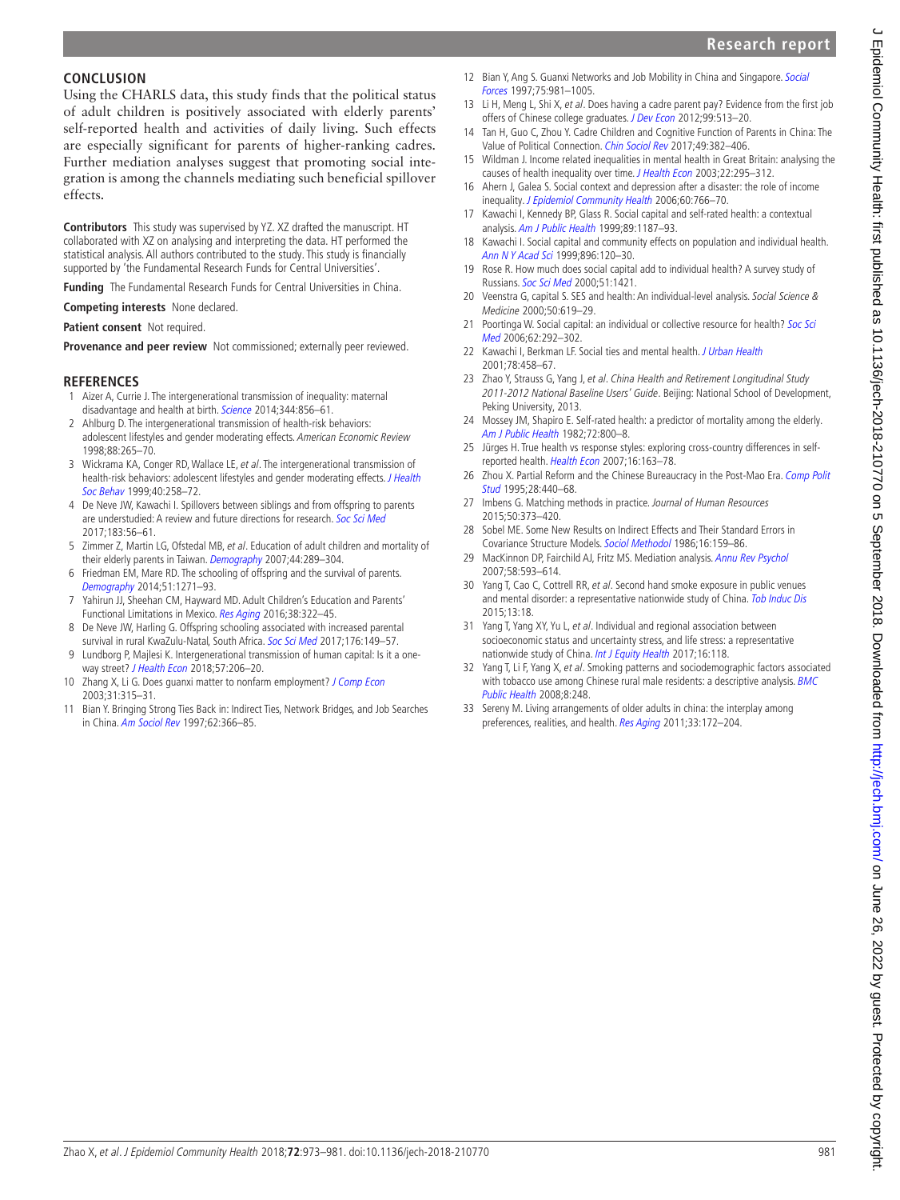## CONCLUSION

Using the CHARLS data, this study finds that the political status of adult children is positively associated with elderly parents' self-reported health and activities of daily living. Such effects are especially significant for parents of higher-ranking cadres. Further mediation analyses suggest that promoting social integration is among the channels mediating such beneficial spillover effects.

**Contributors** This study was supervised by YZ. XZ drafted the manuscript. HT collaborated with XZ on analysing and interpreting the data. HT performed the statistical analysis. All authors contributed to the study. This study is financially supported by 'the Fundamental Research Funds for Central Universities'.

**Funding** The Fundamental Research Funds for Central Universities in China.

**Competing interests** None declared.

**Patient consent** Not required.

**Provenance and peer review** Not commissioned; externally peer reviewed.

## REFERENCES

1. Aizer A, Currie J. The intergenerational transmission of inequality: maternal disadvantage and health at birth. *Science* 2014;344:856–61.
2. Ahlburg D. The intergenerational transmission of health-risk behaviors: adolescent lifestyles and gender moderating effects. *American Economic Review* 1998;88:265–70.
3. Wickrama KA, Conger RD, Wallace LE, *et al*. The intergenerational transmission of health-risk behaviors: adolescent lifestyles and gender moderating effects. *J Health Soc Behav* 1999;40:258–72.
4. De Neve JW, Kawachi I. Spillovers between siblings and from offspring to parents are understudied: A review and future directions for research. *Soc Sci Med* 2017;183:56–61.
5. Zimmer Z, Martin LG, Ofstedal MB, *et al*. Education of adult children and mortality of their elderly parents in Taiwan. *Demography* 2007;44:289–304.
6. Friedman EM, Mare RD. The schooling of offspring and the survival of parents. *Demography* 2014;51:1271–93.
7. Yahirun JJ, Sheehan CM, Hayward MD. Adult Children's Education and Parents' Functional Limitations in Mexico. *Res Aging* 2016;38:322–45.
8. De Neve JW, Harling G. Offspring schooling associated with increased parental survival in rural KwaZulu-Natal, South Africa. *Soc Sci Med* 2017;176:149–57.
9. Lundborg P, Majlesi K. Intergenerational transmission of human capital: Is it a one-way street? *J Health Econ* 2018;57:206–20.
10. Zhang X, Li G. Does guanxi matter to nonfarm employment? *J Comp Econ* 2003;31:315–31.
11. Bian Y. Bringing Strong Ties Back in: Indirect Ties, Network Bridges, and Job Searches in China. *Am Sociol Rev* 1997;62:366–85.
12. Bian Y, Ang S. Guanxi Networks and Job Mobility in China and Singapore. *Social Forces* 1997;75:981–1005.
13. Li H, Meng L, Shi X, *et al*. Does having a cadre parent pay? Evidence from the first job offers of Chinese college graduates. *J Dev Econ* 2012;99:513–20.
14. Tan H, Guo C, Zhou Y. Cadre Children and Cognitive Function of Parents in China: The Value of Political Connection. *Chin Sociol Rev* 2017;49:382–406.
15. Wildman J. Income related inequalities in mental health in Great Britain: analysing the causes of health inequality over time. *J Health Econ* 2003;22:295–312.
16. Ahern J, Galea S. Social context and depression after a disaster: the role of income inequality. *J Epidemiol Community Health* 2006;60:766–70.
17. Kawachi I, Kennedy BP, Glass R. Social capital and self-rated health: a contextual analysis. *Am J Public Health* 1999;89:1187–93.
18. Kawachi I. Social capital and community effects on population and individual health. *Ann N Y Acad Sci* 1999;896:120–30.
19. Rose R. How much does social capital add to individual health? A survey study of Russians. *Soc Sci Med* 2000;51:1421.
20. Veenstra G, capital S. SES and health: An individual-level analysis. *Social Science & Medicine* 2000;50:619–29.
21. Poortinga W. Social capital: an individual or collective resource for health? *Soc Sci Med* 2006;62:292–302.
22. Kawachi I, Berkman LF. Social ties and mental health. *J Urban Health* 2001;78:458–67.
23. Zhao Y, Strauss G, Yang J, *et al*. *China Health and Retirement Longitudinal Study 2011-2012 National Baseline Users' Guide*. Beijing: National School of Development, Peking University, 2013.
24. Mossey JM, Shapiro E. Self-rated health: a predictor of mortality among the elderly. *Am J Public Health* 1982;72:800–8.
25. Jürges H. True health vs response styles: exploring cross-country differences in self-reported health. *Health Econ* 2007;16:163–78.
26. Zhou X. Partial Reform and the Chinese Bureaucracy in the Post-Mao Era. *Comp Polit Stud* 1995;28:440–68.
27. Imbens G. Matching methods in practice. *Journal of Human Resources* 2015;50:373–420.
28. Sobel ME. Some New Results on Indirect Effects and Their Standard Errors in Covariance Structure Models. *Sociol Methodol* 1986;16:159–86.
29. MacKinnon DP, Fairchild AJ, Fritz MS. Mediation analysis. *Annu Rev Psychol* 2007;58:593–614.
30. Yang T, Cao C, Cottrell RR, *et al*. Second hand smoke exposure in public venues and mental disorder: a representative nationwide study of China. *Tob Induc Dis* 2015;13:18.
31. Yang T, Yang XY, Yu L, *et al*. Individual and regional association between socioeconomic status and uncertainty stress, and life stress: a representative nationwide study of China. *Int J Equity Health* 2017;16:118.
32. Yang T, Li F, Yang X, *et al*. Smoking patterns and sociodemographic factors associated with tobacco use among Chinese rural male residents: a descriptive analysis. *BMC Public Health* 2008;8:248.
33. Sereny M. Living arrangements of older adults in china: the interplay among preferences, realities, and health. *Res Aging* 2011;33:172–204.